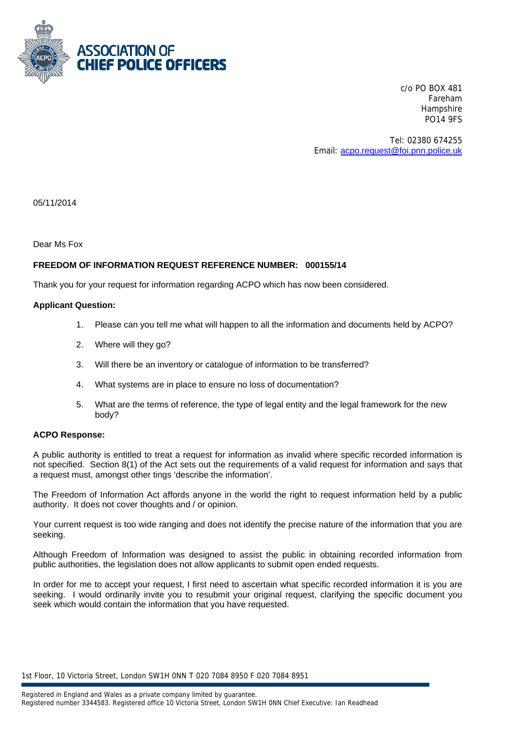# ASSOCIATION OF CHIEF POLICE OFFICERS

c/o PO BOX 481
Fareham
Hampshire
PO14 9FS

Tel: 02380 674255
Email: acpo.request@foi.pnn.police.uk

05/11/2014

Dear Ms Fox

**FREEDOM OF INFORMATION REQUEST REFERENCE NUMBER: 000155/14**

Thank you for your request for information regarding ACPO which has now been considered.

**Applicant Question:**

1. Please can you tell me what will happen to all the information and documents held by ACPO?
2. Where will they go?
3. Will there be an inventory or catalogue of information to be transferred?
4. What systems are in place to ensure no loss of documentation?
5. What are the terms of reference, the type of legal entity and the legal framework for the new body?

**ACPO Response:**

A public authority is entitled to treat a request for information as invalid where specific recorded information is not specified. Section 8(1) of the Act sets out the requirements of a valid request for information and says that a request must, amongst other tings 'describe the information'.

The Freedom of Information Act affords anyone in the world the right to request information held by a public authority. It does not cover thoughts and / or opinion.

Your current request is too wide ranging and does not identify the precise nature of the information that you are seeking.

Although Freedom of Information was designed to assist the public in obtaining recorded information from public authorities, the legislation does not allow applicants to submit open ended requests.

In order for me to accept your request, I first need to ascertain what specific recorded information it is you are seeking. I would ordinarily invite you to resubmit your original request, clarifying the specific document you seek which would contain the information that you have requested.

1st Floor, 10 Victoria Street, London SW1H 0NN T 020 7084 8950 F 020 7084 8951

Registered in England and Wales as a private company limited by guarantee.
Registered number 3344583. Registered office 10 Victoria Street, London SW1H 0NN Chief Executive: Ian Readhead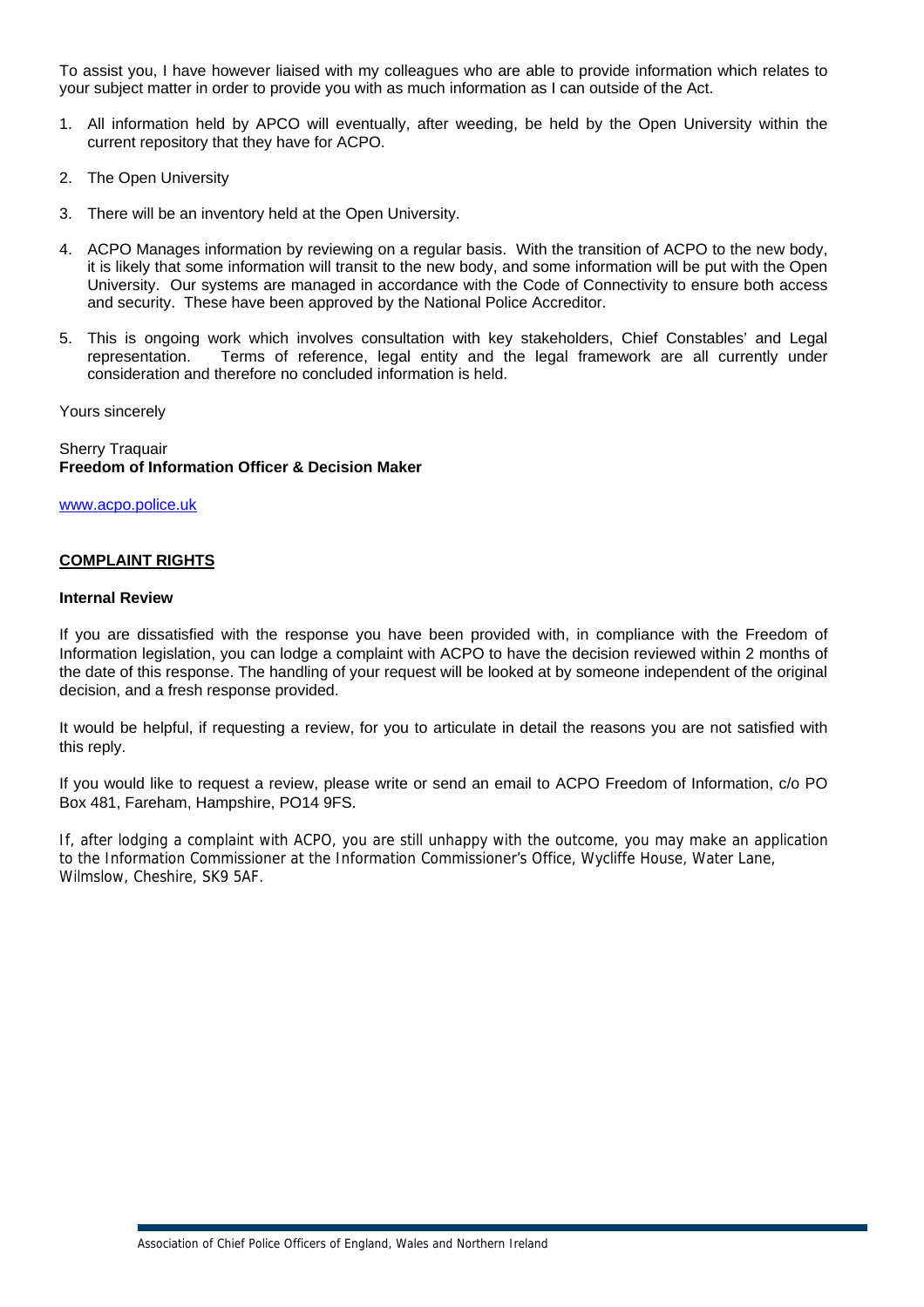To assist you, I have however liaised with my colleagues who are able to provide information which relates to your subject matter in order to provide you with as much information as I can outside of the Act.

1. All information held by APCO will eventually, after weeding, be held by the Open University within the current repository that they have for ACPO.

2. The Open University

3. There will be an inventory held at the Open University.

4. ACPO Manages information by reviewing on a regular basis. With the transition of ACPO to the new body, it is likely that some information will transit to the new body, and some information will be put with the Open University. Our systems are managed in accordance with the Code of Connectivity to ensure both access and security. These have been approved by the National Police Accreditor.

5. This is ongoing work which involves consultation with key stakeholders, Chief Constables' and Legal representation. Terms of reference, legal entity and the legal framework are all currently under consideration and therefore no concluded information is held.

Yours sincerely

Sherry Traquair
**Freedom of Information Officer & Decision Maker**

www.acpo.police.uk

**COMPLAINT RIGHTS**

**Internal Review**

If you are dissatisfied with the response you have been provided with, in compliance with the Freedom of Information legislation, you can lodge a complaint with ACPO to have the decision reviewed within 2 months of the date of this response. The handling of your request will be looked at by someone independent of the original decision, and a fresh response provided.

It would be helpful, if requesting a review, for you to articulate in detail the reasons you are not satisfied with this reply.

If you would like to request a review, please write or send an email to ACPO Freedom of Information, c/o PO Box 481, Fareham, Hampshire, PO14 9FS.

If, after lodging a complaint with ACPO, you are still unhappy with the outcome, you may make an application to the Information Commissioner at the Information Commissioner's Office, Wycliffe House, Water Lane, Wilmslow, Cheshire, SK9 5AF.